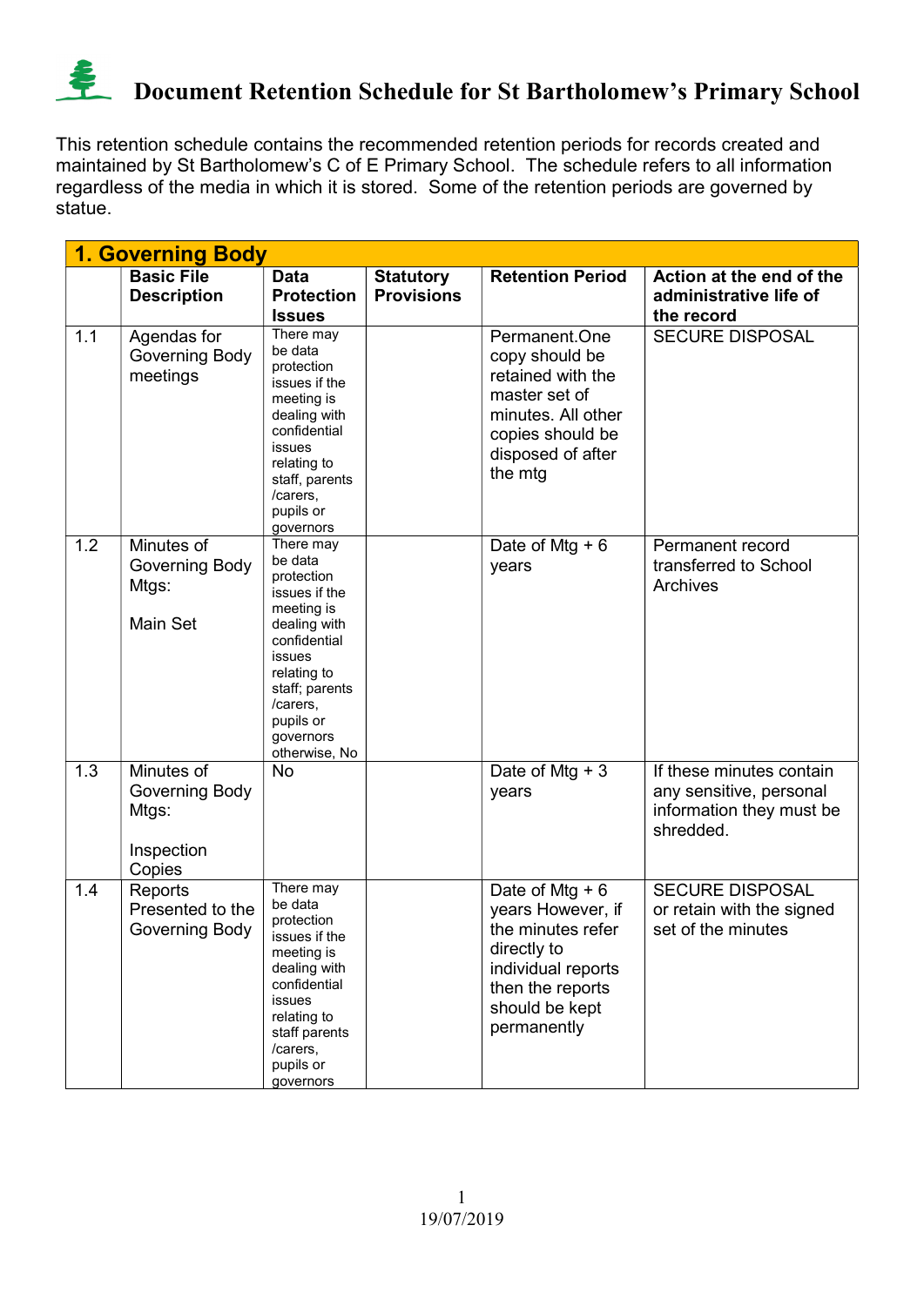# Document Retention Schedule for St Bartholomew's Primary School

This retention schedule contains the recommended retention periods for records created and maintained by St Bartholomew's C of E Primary School. The schedule refers to all information regardless of the media in which it is stored. Some of the retention periods are governed by statue.

| **1. Governing Body** | | | | | |
|---|---|---|---|---|---|
| | **Basic File Description** | **Data Protection Issues** | **Statutory Provisions** | **Retention Period** | **Action at the end of the administrative life of the record** |
| 1.1 | Agendas for Governing Body meetings | There may be data protection issues if the meeting is dealing with confidential issues relating to staff, parents /carers, pupils or governors | | Permanent.One copy should be retained with the master set of minutes. All other copies should be disposed of after the mtg | SECURE DISPOSAL |
| 1.2 | Minutes of Governing Body Mtgs:<br><br>Main Set | There may be data protection issues if the meeting is dealing with confidential issues relating to staff; parents /carers, pupils or governors otherwise, No | | Date of Mtg + 6 years | Permanent record transferred to School Archives |
| 1.3 | Minutes of Governing Body Mtgs:<br><br>Inspection Copies | No | | Date of Mtg + 3 years | If these minutes contain any sensitive, personal information they must be shredded. |
| 1.4 | Reports Presented to the Governing Body | There may be data protection issues if the meeting is dealing with confidential issues relating to staff parents /carers, pupils or governors | | Date of Mtg + 6 years However, if the minutes refer directly to individual reports then the reports should be kept permanently | SECURE DISPOSAL or retain with the signed set of the minutes |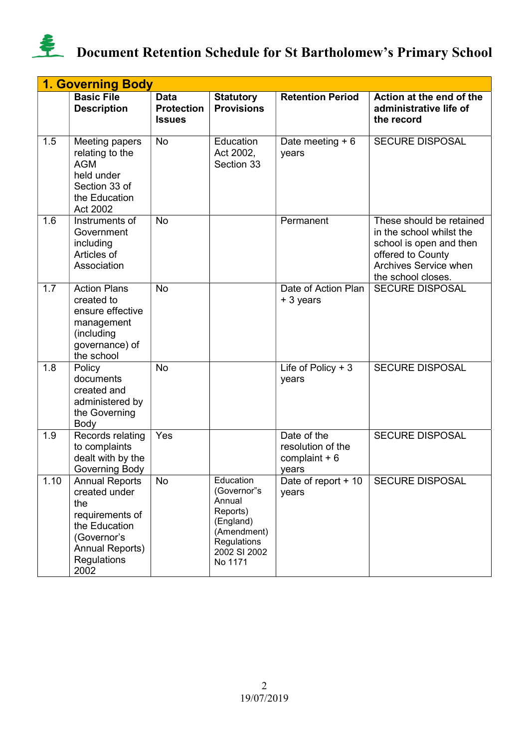# Document Retention Schedule for St Bartholomew's Primary School

| 1. Governing Body | | | | | |
|---|---|---|---|---|---|
| | **Basic File Description** | **Data Protection Issues** | **Statutory Provisions** | **Retention Period** | **Action at the end of the administrative life of the record** |
| 1.5 | Meeting papers relating to the AGM held under Section 33 of the Education Act 2002 | No | Education Act 2002, Section 33 | Date meeting + 6 years | SECURE DISPOSAL |
| 1.6 | Instruments of Government including Articles of Association | No | | Permanent | These should be retained in the school whilst the school is open and then offered to County Archives Service when the school closes. |
| 1.7 | Action Plans created to ensure effective management (including governance) of the school | No | | Date of Action Plan + 3 years | SECURE DISPOSAL |
| 1.8 | Policy documents created and administered by the Governing Body | No | | Life of Policy + 3 years | SECURE DISPOSAL |
| 1.9 | Records relating to complaints dealt with by the Governing Body | Yes | | Date of the resolution of the complaint + 6 years | SECURE DISPOSAL |
| 1.10 | Annual Reports created under the requirements of the Education (Governor's Annual Reports) Regulations 2002 | No | Education (Governor"s Annual Reports) (England) (Amendment) Regulations 2002 SI 2002 No 1171 | Date of report + 10 years | SECURE DISPOSAL |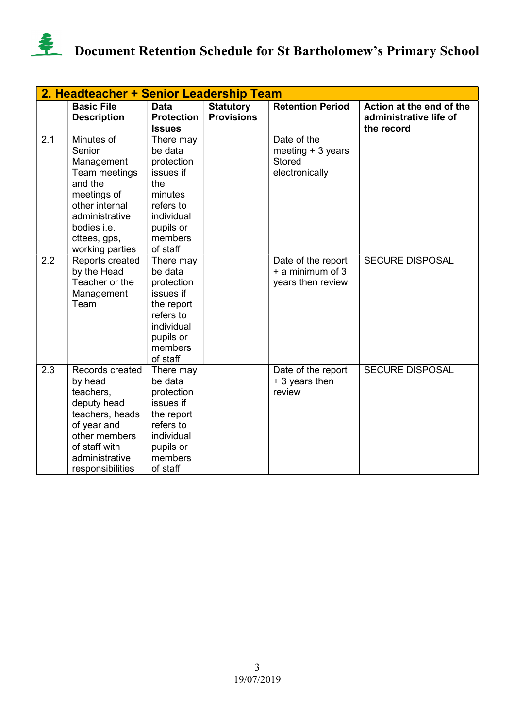# Document Retention Schedule for St Bartholomew's Primary School

| 2. Headteacher + Senior Leadership Team | | | | | |
|---|---|---|---|---|---|
| | **Basic File Description** | **Data Protection Issues** | **Statutory Provisions** | **Retention Period** | **Action at the end of the administrative life of the record** |
| 2.1 | Minutes of Senior Management Team meetings and the meetings of other internal administrative bodies i.e. cttees, gps, working parties | There may be data protection issues if the minutes refers to individual pupils or members of staff | | Date of the meeting + 3 years Stored electronically | |
| 2.2 | Reports created by the Head Teacher or the Management Team | There may be data protection issues if the report refers to individual pupils or members of staff | | Date of the report + a minimum of 3 years then review | SECURE DISPOSAL |
| 2.3 | Records created by head teachers, deputy head teachers, heads of year and other members of staff with administrative responsibilities | There may be data protection issues if the report refers to individual pupils or members of staff | | Date of the report + 3 years then review | SECURE DISPOSAL |

19/07/2019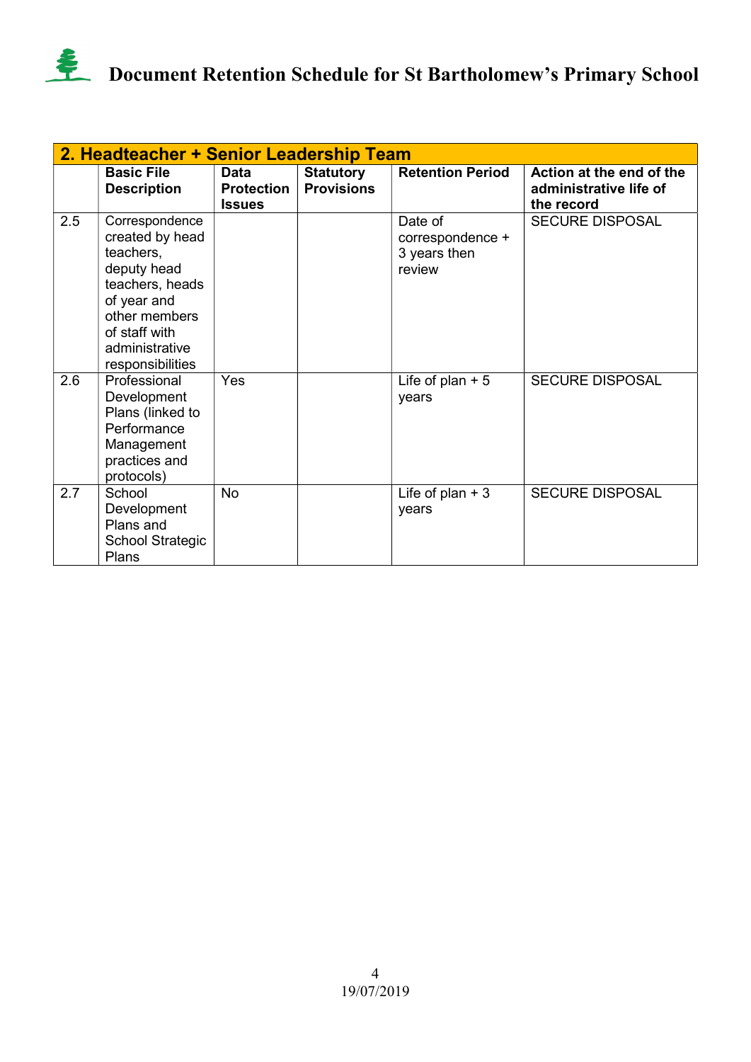# Document Retention Schedule for St Bartholomew's Primary School

| 2. Headteacher + Senior Leadership Team | | | | | |
|---|---|---|---|---|---|
| | **Basic File Description** | **Data Protection Issues** | **Statutory Provisions** | **Retention Period** | **Action at the end of the administrative life of the record** |
| 2.5 | Correspondence created by head teachers, deputy head teachers, heads of year and other members of staff with administrative responsibilities | | | Date of correspondence + 3 years then review | SECURE DISPOSAL |
| 2.6 | Professional Development Plans (linked to Performance Management practices and protocols) | Yes | | Life of plan + 5 years | SECURE DISPOSAL |
| 2.7 | School Development Plans and School Strategic Plans | No | | Life of plan + 3 years | SECURE DISPOSAL |

19/07/2019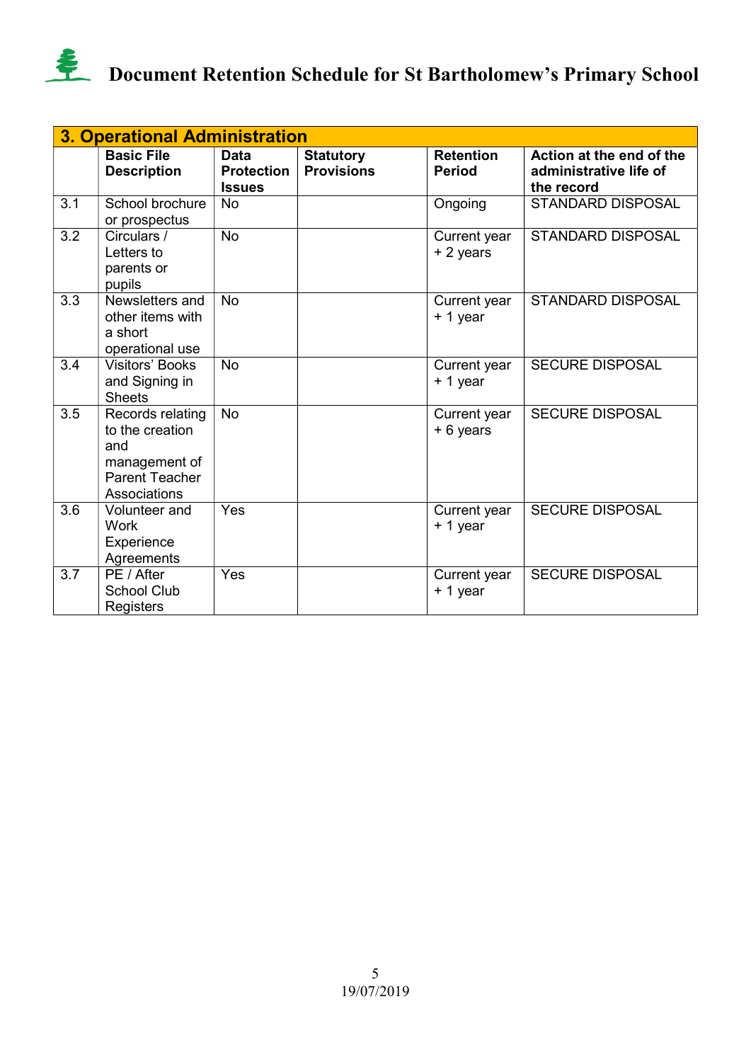# Document Retention Schedule for St Bartholomew's Primary School

| 3. Operational Administration | | | | | |
|---|---|---|---|---|---|
| | **Basic File Description** | **Data Protection Issues** | **Statutory Provisions** | **Retention Period** | **Action at the end of the administrative life of the record** |
| 3.1 | School brochure or prospectus | No | | Ongoing | STANDARD DISPOSAL |
| 3.2 | Circulars / Letters to parents or pupils | No | | Current year + 2 years | STANDARD DISPOSAL |
| 3.3 | Newsletters and other items with a short operational use | No | | Current year + 1 year | STANDARD DISPOSAL |
| 3.4 | Visitors' Books and Signing in Sheets | No | | Current year + 1 year | SECURE DISPOSAL |
| 3.5 | Records relating to the creation and management of Parent Teacher Associations | No | | Current year + 6 years | SECURE DISPOSAL |
| 3.6 | Volunteer and Work Experience Agreements | Yes | | Current year + 1 year | SECURE DISPOSAL |
| 3.7 | PE / After School Club Registers | Yes | | Current year + 1 year | SECURE DISPOSAL |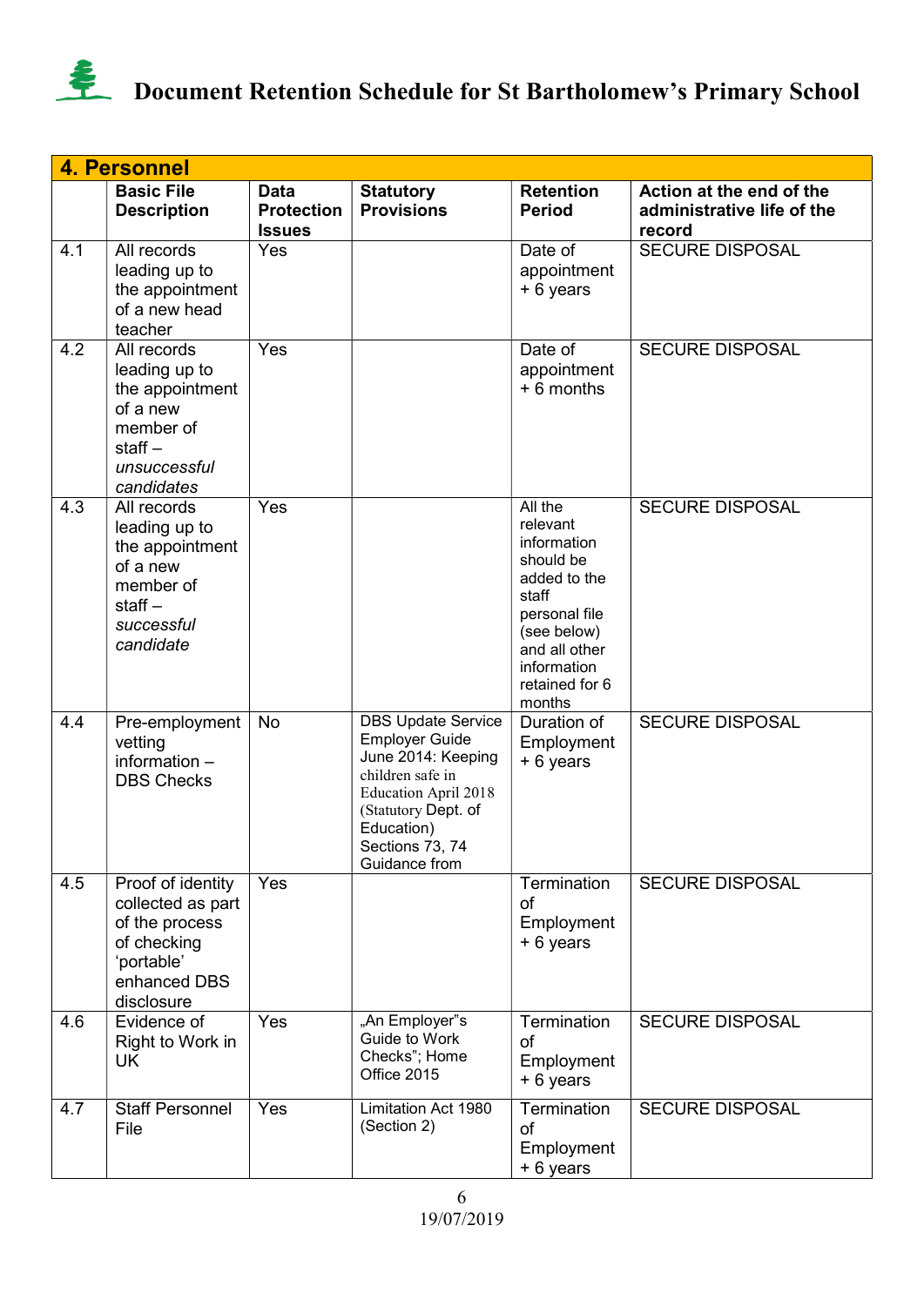# Document Retention Schedule for St Bartholomew's Primary School

| 4. Personnel | | | | | |
|---|---|---|---|---|---|
| | **Basic File Description** | **Data Protection Issues** | **Statutory Provisions** | **Retention Period** | **Action at the end of the administrative life of the record** |
| 4.1 | All records leading up to the appointment of a new head teacher | Yes | | Date of appointment + 6 years | SECURE DISPOSAL |
| 4.2 | All records leading up to the appointment of a new member of staff – *unsuccessful candidates* | Yes | | Date of appointment + 6 months | SECURE DISPOSAL |
| 4.3 | All records leading up to the appointment of a new member of staff – *successful candidate* | Yes | | All the relevant information should be added to the staff personal file (see below) and all other information retained for 6 months | SECURE DISPOSAL |
| 4.4 | Pre-employment vetting information – DBS Checks | No | DBS Update Service Employer Guide June 2014: Keeping children safe in Education April 2018 (Statutory Dept. of Education) Sections 73, 74 Guidance from | Duration of Employment + 6 years | SECURE DISPOSAL |
| 4.5 | Proof of identity collected as part of the process of checking 'portable' enhanced DBS disclosure | Yes | | Termination of Employment + 6 years | SECURE DISPOSAL |
| 4.6 | Evidence of Right to Work in UK | Yes | „An Employer"s Guide to Work Checks"; Home Office 2015 | Termination of Employment + 6 years | SECURE DISPOSAL |
| 4.7 | Staff Personnel File | Yes | Limitation Act 1980 (Section 2) | Termination of Employment + 6 years | SECURE DISPOSAL |

19/07/2019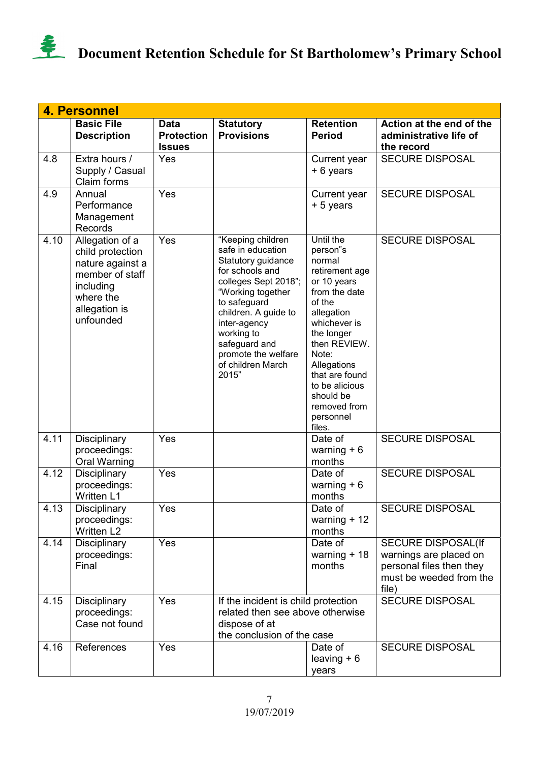# Document Retention Schedule for St Bartholomew's Primary School

| 4. Personnel | | | | | |
|---|---|---|---|---|---|
| | **Basic File Description** | **Data Protection Issues** | **Statutory Provisions** | **Retention Period** | **Action at the end of the administrative life of the record** |
| 4.8 | Extra hours / Supply / Casual Claim forms | Yes | | Current year + 6 years | SECURE DISPOSAL |
| 4.9 | Annual Performance Management Records | Yes | | Current year + 5 years | SECURE DISPOSAL |
| 4.10 | Allegation of a child protection nature against a member of staff including where the allegation is unfounded | Yes | "Keeping children safe in education Statutory guidance for schools and colleges Sept 2018"; "Working together to safeguard children. A guide to inter-agency working to safeguard and promote the welfare of children March 2015" | Until the person"s normal retirement age or 10 years from the date of the allegation whichever is the longer then REVIEW. Note: Allegations that are found to be alicious should be removed from personnel files. | SECURE DISPOSAL |
| 4.11 | Disciplinary proceedings: Oral Warning | Yes | | Date of warning + 6 months | SECURE DISPOSAL |
| 4.12 | Disciplinary proceedings: Written L1 | Yes | | Date of warning + 6 months | SECURE DISPOSAL |
| 4.13 | Disciplinary proceedings: Written L2 | Yes | | Date of warning + 12 months | SECURE DISPOSAL |
| 4.14 | Disciplinary proceedings: Final | Yes | | Date of warning + 18 months | SECURE DISPOSAL(If warnings are placed on personal files then they must be weeded from the file) |
| 4.15 | Disciplinary proceedings: Case not found | Yes | If the incident is child protection related then see above otherwise dispose of at the conclusion of the case | | SECURE DISPOSAL |
| 4.16 | References | Yes | | Date of leaving + 6 years | SECURE DISPOSAL |

19/07/2019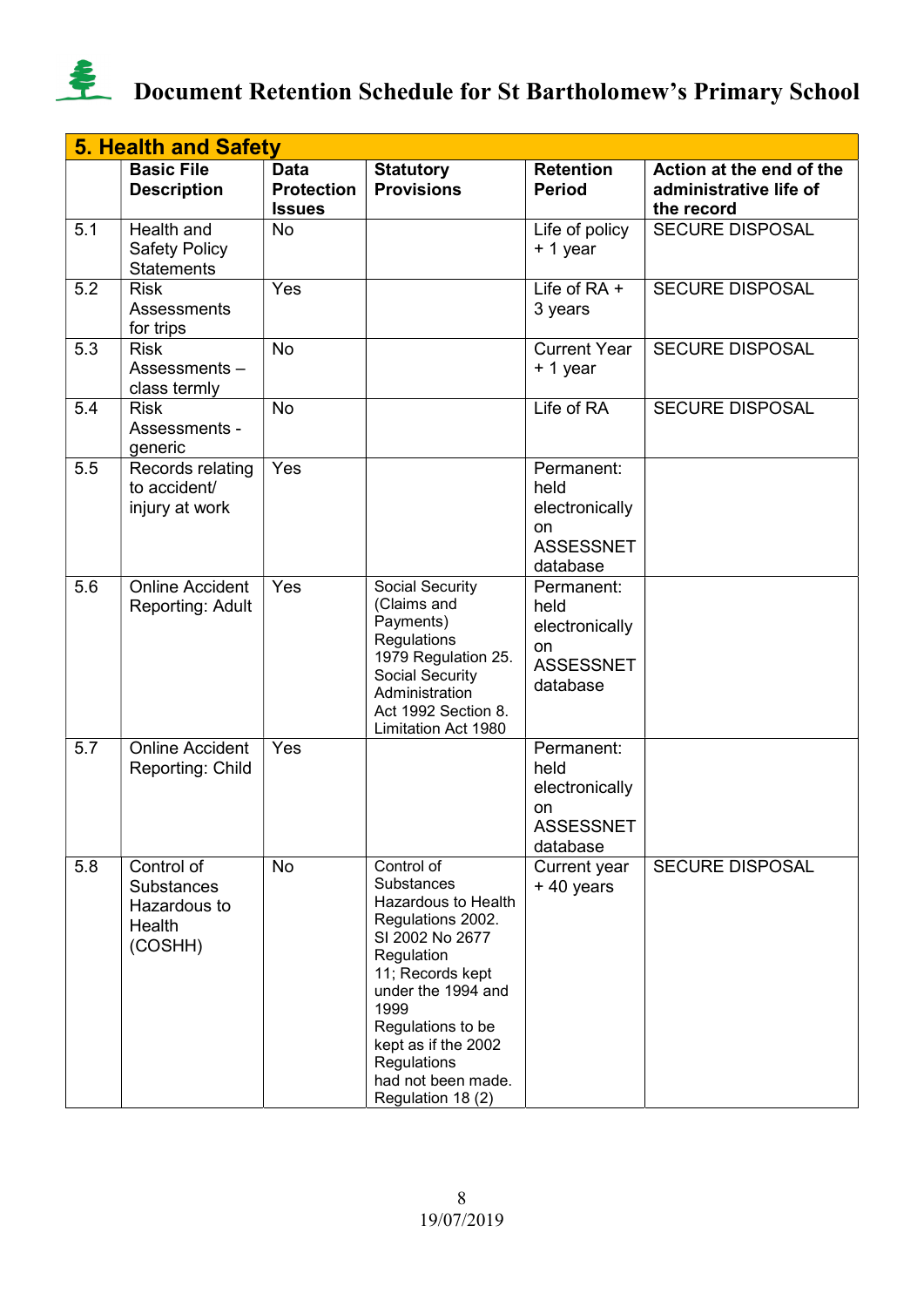# Document Retention Schedule for St Bartholomew's Primary School

| 5. Health and Safety | | | | | |
|---|---|---|---|---|---|
| | **Basic File Description** | **Data Protection Issues** | **Statutory Provisions** | **Retention Period** | **Action at the end of the administrative life of the record** |
| 5.1 | Health and Safety Policy Statements | No | | Life of policy + 1 year | SECURE DISPOSAL |
| 5.2 | Risk Assessments for trips | Yes | | Life of RA + 3 years | SECURE DISPOSAL |
| 5.3 | Risk Assessments – class termly | No | | Current Year + 1 year | SECURE DISPOSAL |
| 5.4 | Risk Assessments - generic | No | | Life of RA | SECURE DISPOSAL |
| 5.5 | Records relating to accident/ injury at work | Yes | | Permanent: held electronically on ASSESSNET database | |
| 5.6 | Online Accident Reporting: Adult | Yes | Social Security (Claims and Payments) Regulations 1979 Regulation 25. Social Security Administration Act 1992 Section 8. Limitation Act 1980 | Permanent: held electronically on ASSESSNET database | |
| 5.7 | Online Accident Reporting: Child | Yes | | Permanent: held electronically on ASSESSNET database | |
| 5.8 | Control of Substances Hazardous to Health (COSHH) | No | Control of Substances Hazardous to Health Regulations 2002. SI 2002 No 2677 Regulation 11; Records kept under the 1994 and 1999 Regulations to be kept as if the 2002 Regulations had not been made. Regulation 18 (2) | Current year + 40 years | SECURE DISPOSAL |

19/07/2019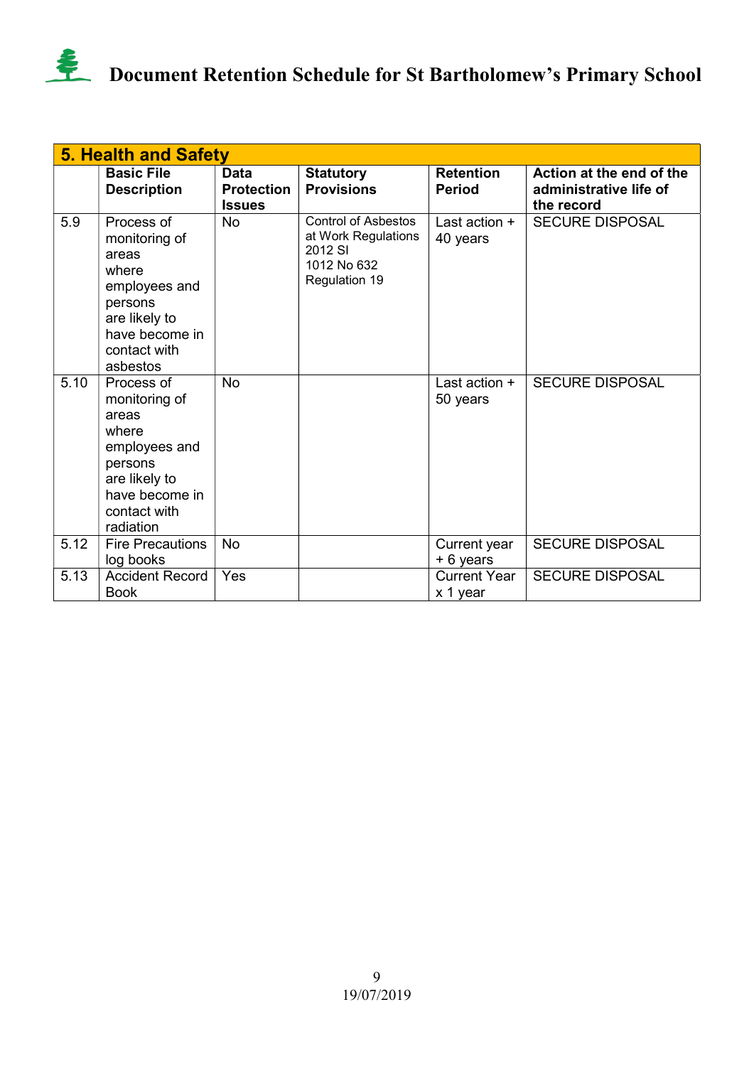# Document Retention Schedule for St Bartholomew's Primary School

| 5. Health and Safety | | | | | |
|---|---|---|---|---|---|
| | **Basic File Description** | **Data Protection Issues** | **Statutory Provisions** | **Retention Period** | **Action at the end of the administrative life of the record** |
| 5.9 | Process of monitoring of areas where employees and persons are likely to have become in contact with asbestos | No | Control of Asbestos at Work Regulations 2012 SI 1012 No 632 Regulation 19 | Last action + 40 years | SECURE DISPOSAL |
| 5.10 | Process of monitoring of areas where employees and persons are likely to have become in contact with radiation | No | | Last action + 50 years | SECURE DISPOSAL |
| 5.12 | Fire Precautions log books | No | | Current year + 6 years | SECURE DISPOSAL |
| 5.13 | Accident Record Book | Yes | | Current Year x 1 year | SECURE DISPOSAL |

19/07/2019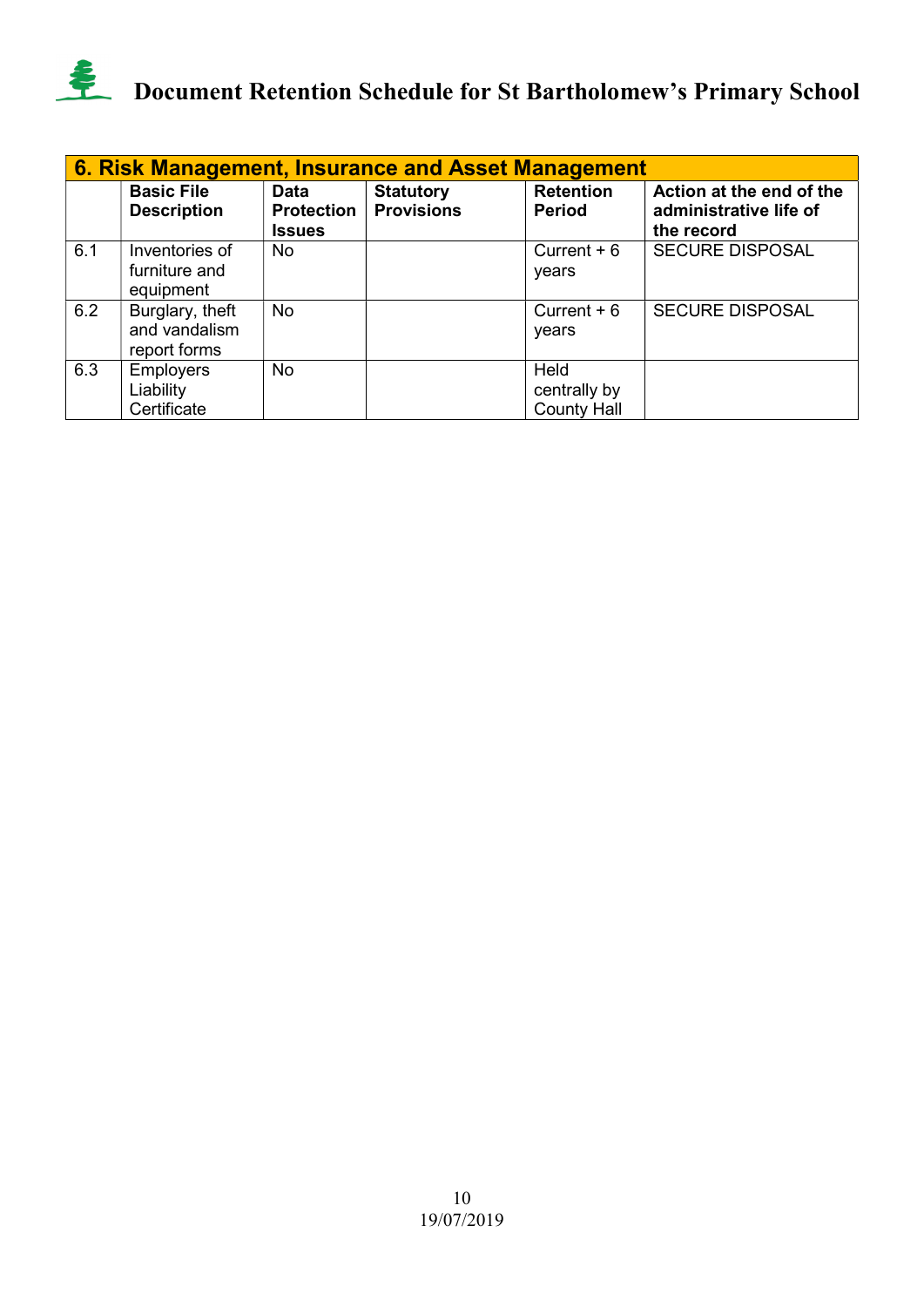# Document Retention Schedule for St Bartholomew's Primary School

| 6. Risk Management, Insurance and Asset Management | | | | | |
|---|---|---|---|---|---|
| | **Basic File Description** | **Data Protection Issues** | **Statutory Provisions** | **Retention Period** | **Action at the end of the administrative life of the record** |
| 6.1 | Inventories of furniture and equipment | No | | Current + 6 years | SECURE DISPOSAL |
| 6.2 | Burglary, theft and vandalism report forms | No | | Current + 6 years | SECURE DISPOSAL |
| 6.3 | Employers Liability Certificate | No | | Held centrally by County Hall | |

19/07/2019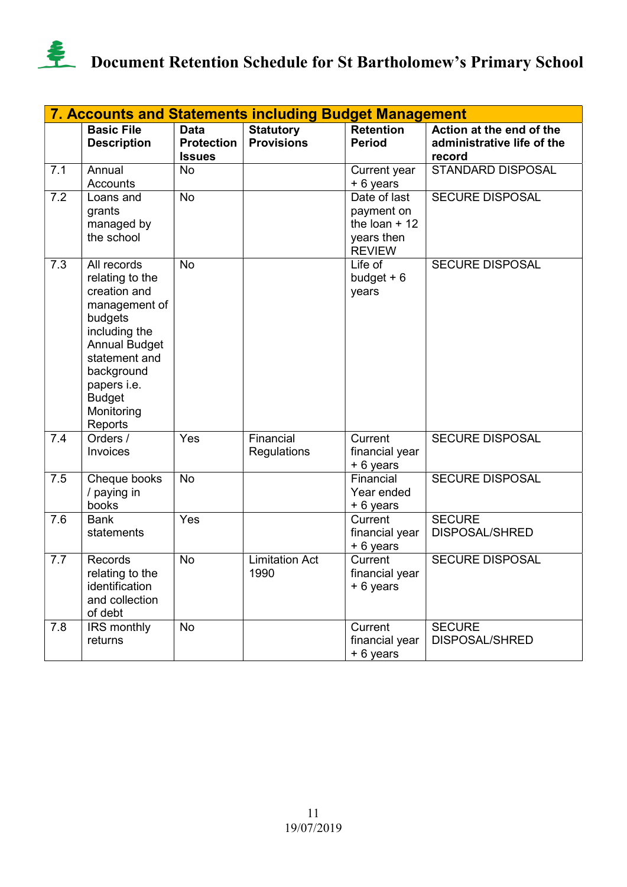| 7. Accounts and Statements including Budget Management | | | | | |
|---|---|---|---|---|---|
| | **Basic File Description** | **Data Protection Issues** | **Statutory Provisions** | **Retention Period** | **Action at the end of the administrative life of the record** |
| 7.1 | Annual Accounts | No | | Current year + 6 years | STANDARD DISPOSAL |
| 7.2 | Loans and grants managed by the school | No | | Date of last payment on the loan + 12 years then REVIEW | SECURE DISPOSAL |
| 7.3 | All records relating to the creation and management of budgets including the Annual Budget statement and background papers i.e. Budget Monitoring Reports | No | | Life of budget + 6 years | SECURE DISPOSAL |
| 7.4 | Orders / Invoices | Yes | Financial Regulations | Current financial year + 6 years | SECURE DISPOSAL |
| 7.5 | Cheque books / paying in books | No | | Financial Year ended + 6 years | SECURE DISPOSAL |
| 7.6 | Bank statements | Yes | | Current financial year + 6 years | SECURE DISPOSAL/SHRED |
| 7.7 | Records relating to the identification and collection of debt | No | Limitation Act 1990 | Current financial year + 6 years | SECURE DISPOSAL |
| 7.8 | IRS monthly returns | No | | Current financial year + 6 years | SECURE DISPOSAL/SHRED |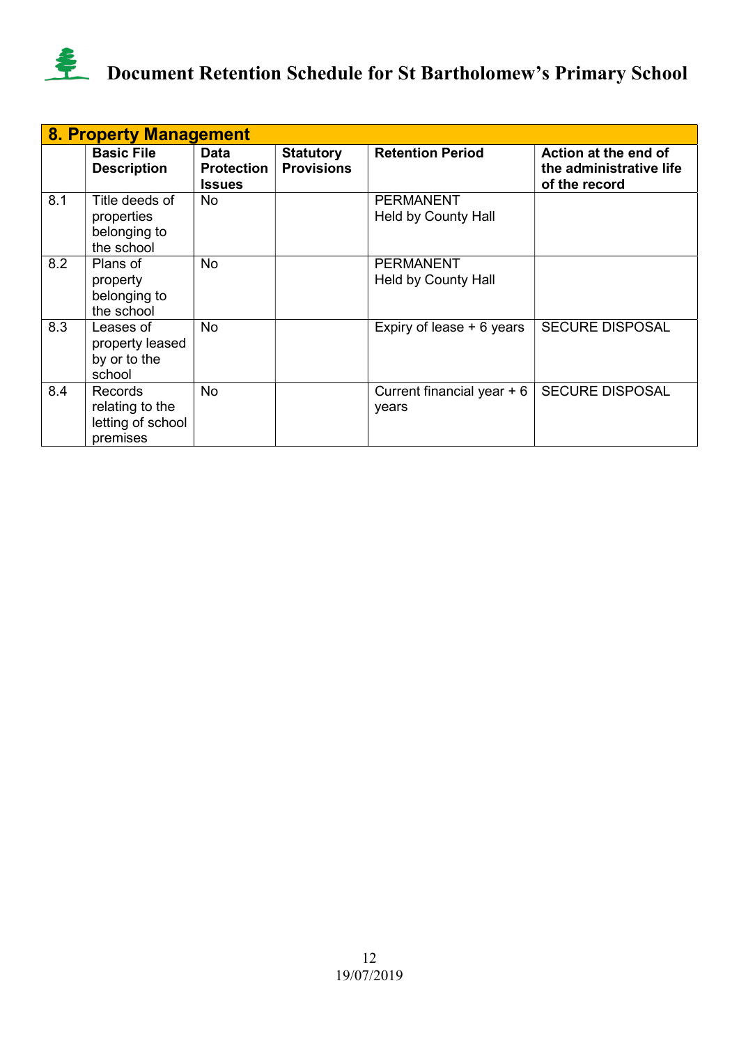| 8. Property Management | | | | | |
|---|---|---|---|---|---|
| | **Basic File Description** | **Data Protection Issues** | **Statutory Provisions** | **Retention Period** | **Action at the end of the administrative life of the record** |
| 8.1 | Title deeds of properties belonging to the school | No | | PERMANENT<br>Held by County Hall | |
| 8.2 | Plans of property belonging to the school | No | | PERMANENT<br>Held by County Hall | |
| 8.3 | Leases of property leased by or to the school | No | | Expiry of lease + 6 years | SECURE DISPOSAL |
| 8.4 | Records relating to the letting of school premises | No | | Current financial year + 6 years | SECURE DISPOSAL |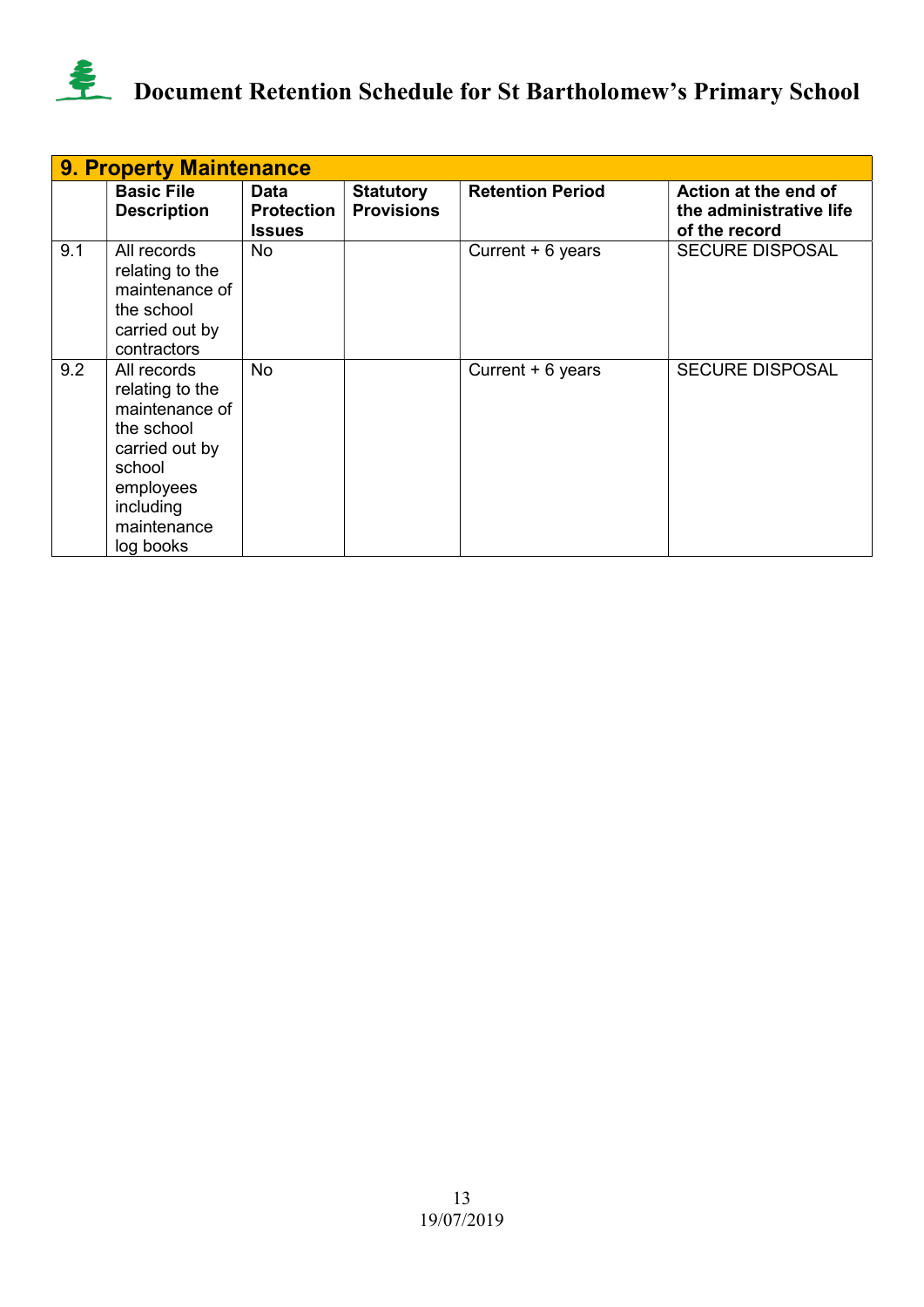# Document Retention Schedule for St Bartholomew's Primary School

| 9. Property Maintenance | | | | | |
|---|---|---|---|---|---|
| | **Basic File Description** | **Data Protection Issues** | **Statutory Provisions** | **Retention Period** | **Action at the end of the administrative life of the record** |
| 9.1 | All records relating to the maintenance of the school carried out by contractors | No | | Current + 6 years | SECURE DISPOSAL |
| 9.2 | All records relating to the maintenance of the school carried out by school employees including maintenance log books | No | | Current + 6 years | SECURE DISPOSAL |

19/07/2019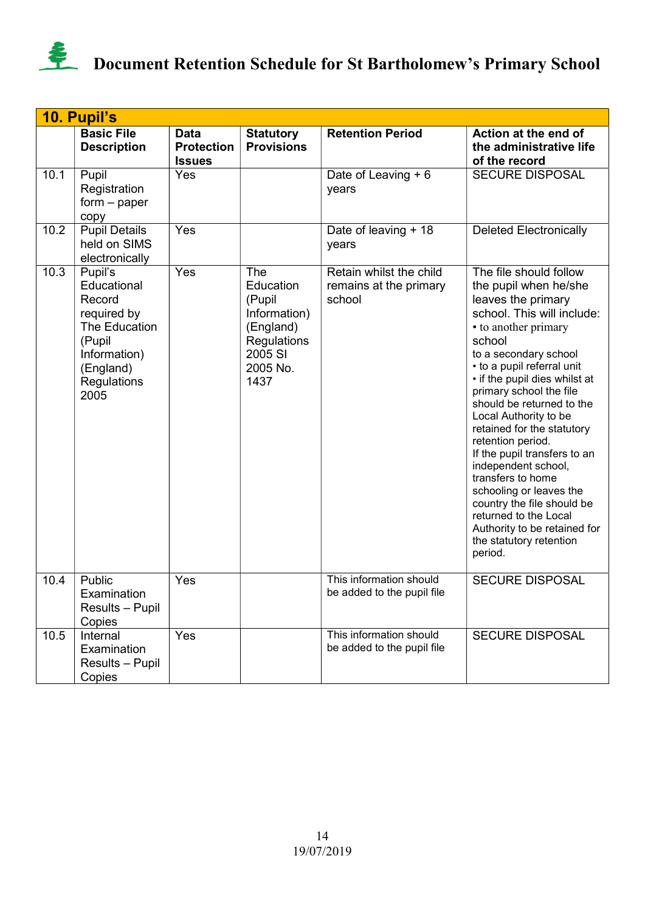# Document Retention Schedule for St Bartholomew's Primary School

| 10. Pupil's | | | | | |
|---|---|---|---|---|---|
| | **Basic File Description** | **Data Protection Issues** | **Statutory Provisions** | **Retention Period** | **Action at the end of the administrative life of the record** |
| 10.1 | Pupil Registration form – paper copy | Yes | | Date of Leaving + 6 years | SECURE DISPOSAL |
| 10.2 | Pupil Details held on SIMS electronically | Yes | | Date of leaving + 18 years | Deleted Electronically |
| 10.3 | Pupil's Educational Record required by The Education (Pupil Information) (England) Regulations 2005 | Yes | The Education (Pupil Information) (England) Regulations 2005 SI 2005 No. 1437 | Retain whilst the child remains at the primary school | The file should follow the pupil when he/she leaves the primary school. This will include: • to another primary school to a secondary school • to a pupil referral unit • if the pupil dies whilst at primary school the file should be returned to the Local Authority to be retained for the statutory retention period. If the pupil transfers to an independent school, transfers to home schooling or leaves the country the file should be returned to the Local Authority to be retained for the statutory retention period. |
| 10.4 | Public Examination Results – Pupil Copies | Yes | | This information should be added to the pupil file | SECURE DISPOSAL |
| 10.5 | Internal Examination Results – Pupil Copies | Yes | | This information should be added to the pupil file | SECURE DISPOSAL |

19/07/2019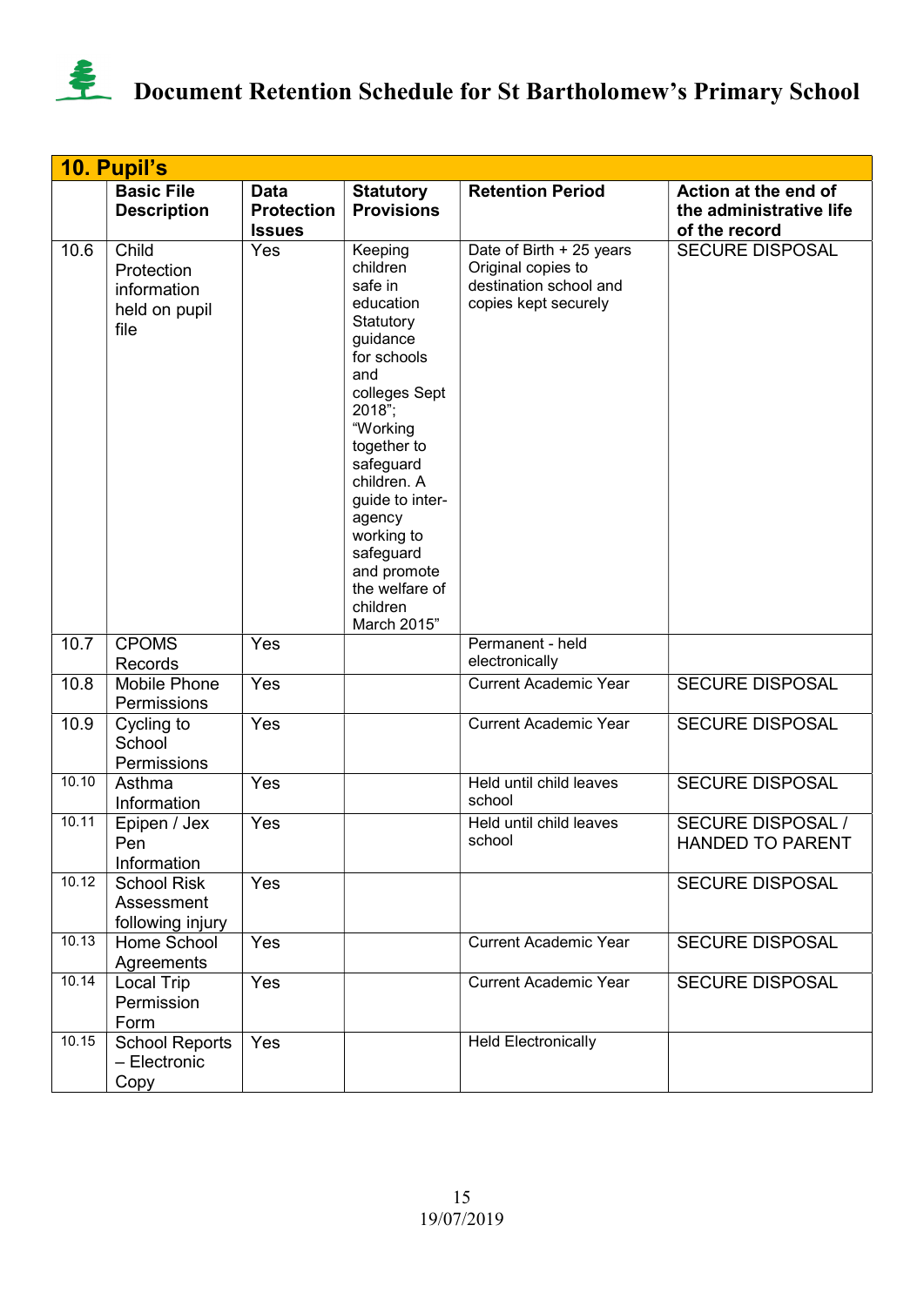# Document Retention Schedule for St Bartholomew's Primary School

| 10. Pupil's | | | | | |
|---|---|---|---|---|---|
| | **Basic File Description** | **Data Protection Issues** | **Statutory Provisions** | **Retention Period** | **Action at the end of the administrative life of the record** |
| 10.6 | Child Protection information held on pupil file | Yes | Keeping children safe in education Statutory guidance for schools and colleges Sept 2018"; "Working together to safeguard children. A guide to inter-agency working to safeguard and promote the welfare of children March 2015" | Date of Birth + 25 years Original copies to destination school and copies kept securely | SECURE DISPOSAL |
| 10.7 | CPOMS Records | Yes | | Permanent - held electronically | |
| 10.8 | Mobile Phone Permissions | Yes | | Current Academic Year | SECURE DISPOSAL |
| 10.9 | Cycling to School Permissions | Yes | | Current Academic Year | SECURE DISPOSAL |
| 10.10 | Asthma Information | Yes | | Held until child leaves school | SECURE DISPOSAL |
| 10.11 | Epipen / Jex Pen Information | Yes | | Held until child leaves school | SECURE DISPOSAL / HANDED TO PARENT |
| 10.12 | School Risk Assessment following injury | Yes | | | SECURE DISPOSAL |
| 10.13 | Home School Agreements | Yes | | Current Academic Year | SECURE DISPOSAL |
| 10.14 | Local Trip Permission Form | Yes | | Current Academic Year | SECURE DISPOSAL |
| 10.15 | School Reports – Electronic Copy | Yes | | Held Electronically | |

19/07/2019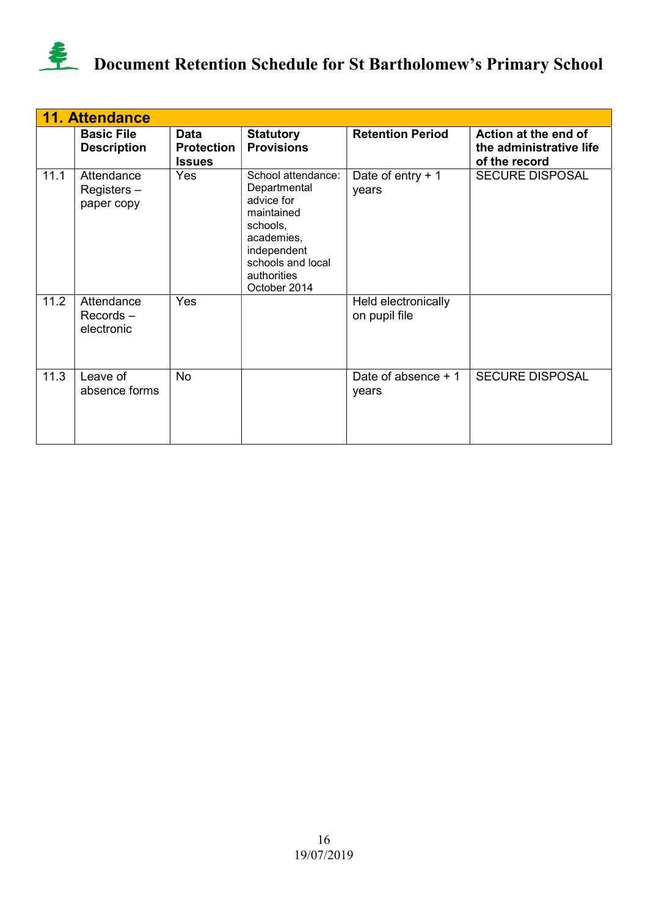## 11. Attendance

| | Basic File Description | Data Protection Issues | Statutory Provisions | Retention Period | Action at the end of the administrative life of the record |
|---|---|---|---|---|---|
| 11.1 | Attendance Registers – paper copy | Yes | School attendance: Departmental advice for maintained schools, academies, independent schools and local authorities October 2014 | Date of entry + 1 years | SECURE DISPOSAL |
| 11.2 | Attendance Records – electronic | Yes | | Held electronically on pupil file | |
| 11.3 | Leave of absence forms | No | | Date of absence + 1 years | SECURE DISPOSAL |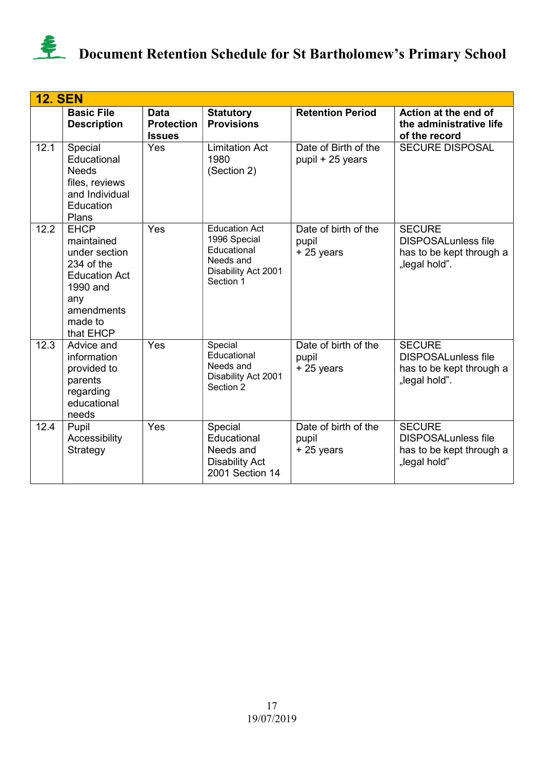# Document Retention Schedule for St Bartholomew's Primary School

| 12. SEN | | | | | |
|---|---|---|---|---|---|
| | **Basic File Description** | **Data Protection Issues** | **Statutory Provisions** | **Retention Period** | **Action at the end of the administrative life of the record** |
| 12.1 | Special Educational Needs files, reviews and Individual Education Plans | Yes | Limitation Act 1980 (Section 2) | Date of Birth of the pupil + 25 years | SECURE DISPOSAL |
| 12.2 | EHCP maintained under section 234 of the Education Act 1990 and any amendments made to that EHCP | Yes | Education Act 1996 Special Educational Needs and Disability Act 2001 Section 1 | Date of birth of the pupil + 25 years | SECURE DISPOSALunless file has to be kept through a „legal hold". |
| 12.3 | Advice and information provided to parents regarding educational needs | Yes | Special Educational Needs and Disability Act 2001 Section 2 | Date of birth of the pupil + 25 years | SECURE DISPOSALunless file has to be kept through a „legal hold". |
| 12.4 | Pupil Accessibility Strategy | Yes | Special Educational Needs and Disability Act 2001 Section 14 | Date of birth of the pupil + 25 years | SECURE DISPOSALunless file has to be kept through a „legal hold" |

19/07/2019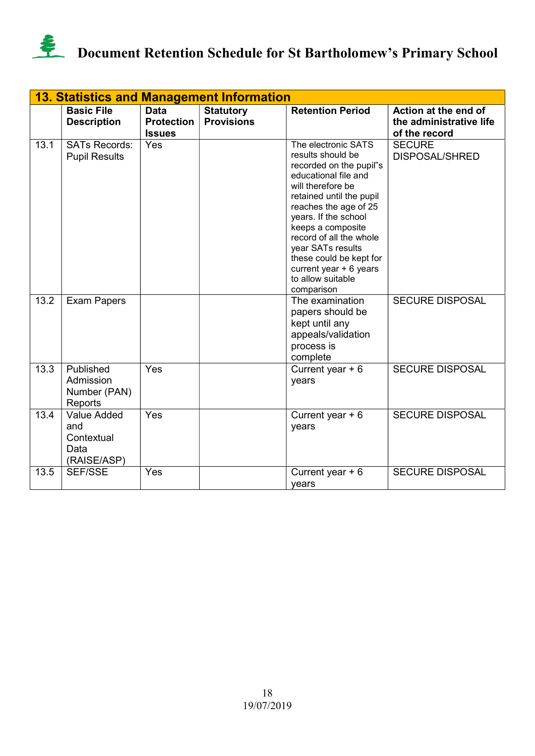# Document Retention Schedule for St Bartholomew's Primary School

## 13. Statistics and Management Information

| | Basic File Description | Data Protection Issues | Statutory Provisions | Retention Period | Action at the end of the administrative life of the record |
|---|---|---|---|---|---|
| 13.1 | SATs Records: Pupil Results | Yes | | The electronic SATS results should be recorded on the pupil"s educational file and will therefore be retained until the pupil reaches the age of 25 years. If the school keeps a composite record of all the whole year SATs results these could be kept for current year + 6 years to allow suitable comparison | SECURE DISPOSAL/SHRED |
| 13.2 | Exam Papers | | | The examination papers should be kept until any appeals/validation process is complete | SECURE DISPOSAL |
| 13.3 | Published Admission Number (PAN) Reports | Yes | | Current year + 6 years | SECURE DISPOSAL |
| 13.4 | Value Added and Contextual Data (RAISE/ASP) | Yes | | Current year + 6 years | SECURE DISPOSAL |
| 13.5 | SEF/SSE | Yes | | Current year + 6 years | SECURE DISPOSAL |

19/07/2019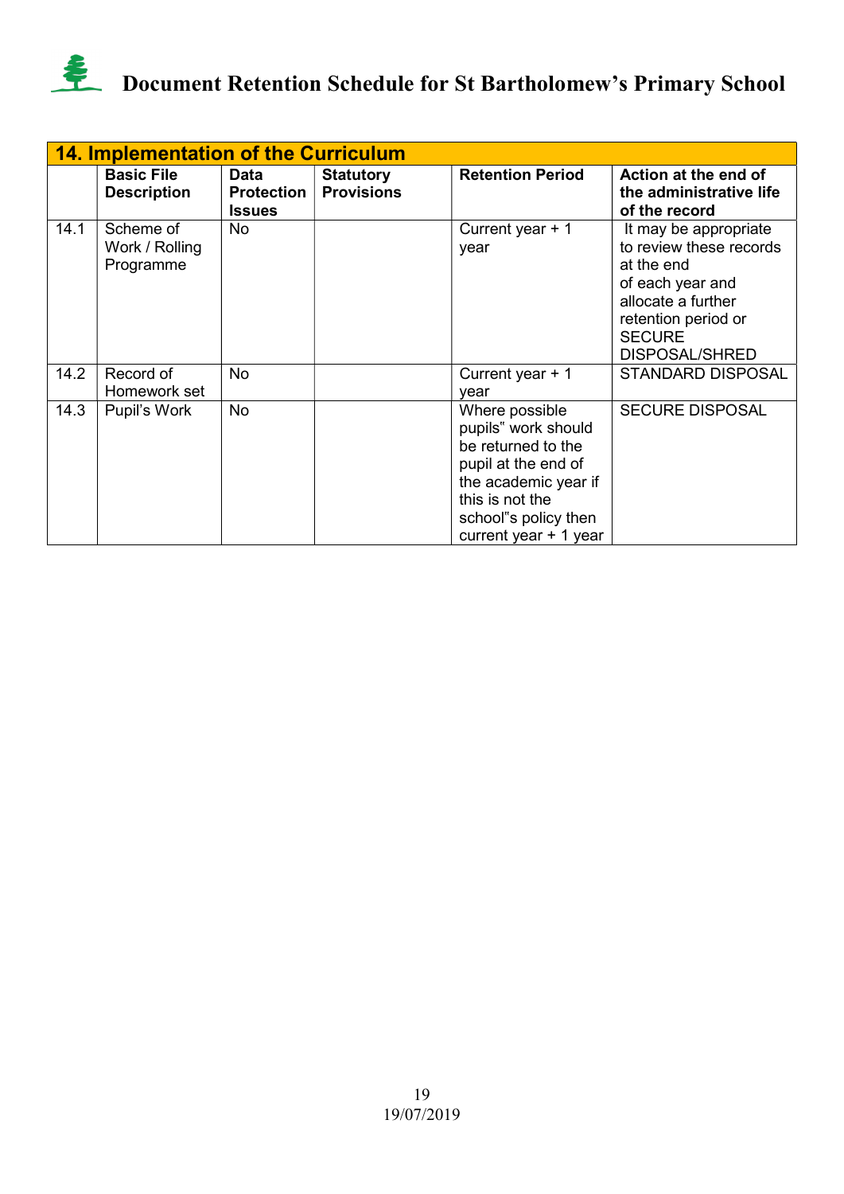| 14. Implementation of the Curriculum | | | | | |
|---|---|---|---|---|---|
| | **Basic File Description** | **Data Protection Issues** | **Statutory Provisions** | **Retention Period** | **Action at the end of the administrative life of the record** |
| 14.1 | Scheme of Work / Rolling Programme | No | | Current year + 1 year | It may be appropriate to review these records at the end of each year and allocate a further retention period or SECURE DISPOSAL/SHRED |
| 14.2 | Record of Homework set | No | | Current year + 1 year | STANDARD DISPOSAL |
| 14.3 | Pupil's Work | No | | Where possible pupils" work should be returned to the pupil at the end of the academic year if this is not the school"s policy then current year + 1 year | SECURE DISPOSAL |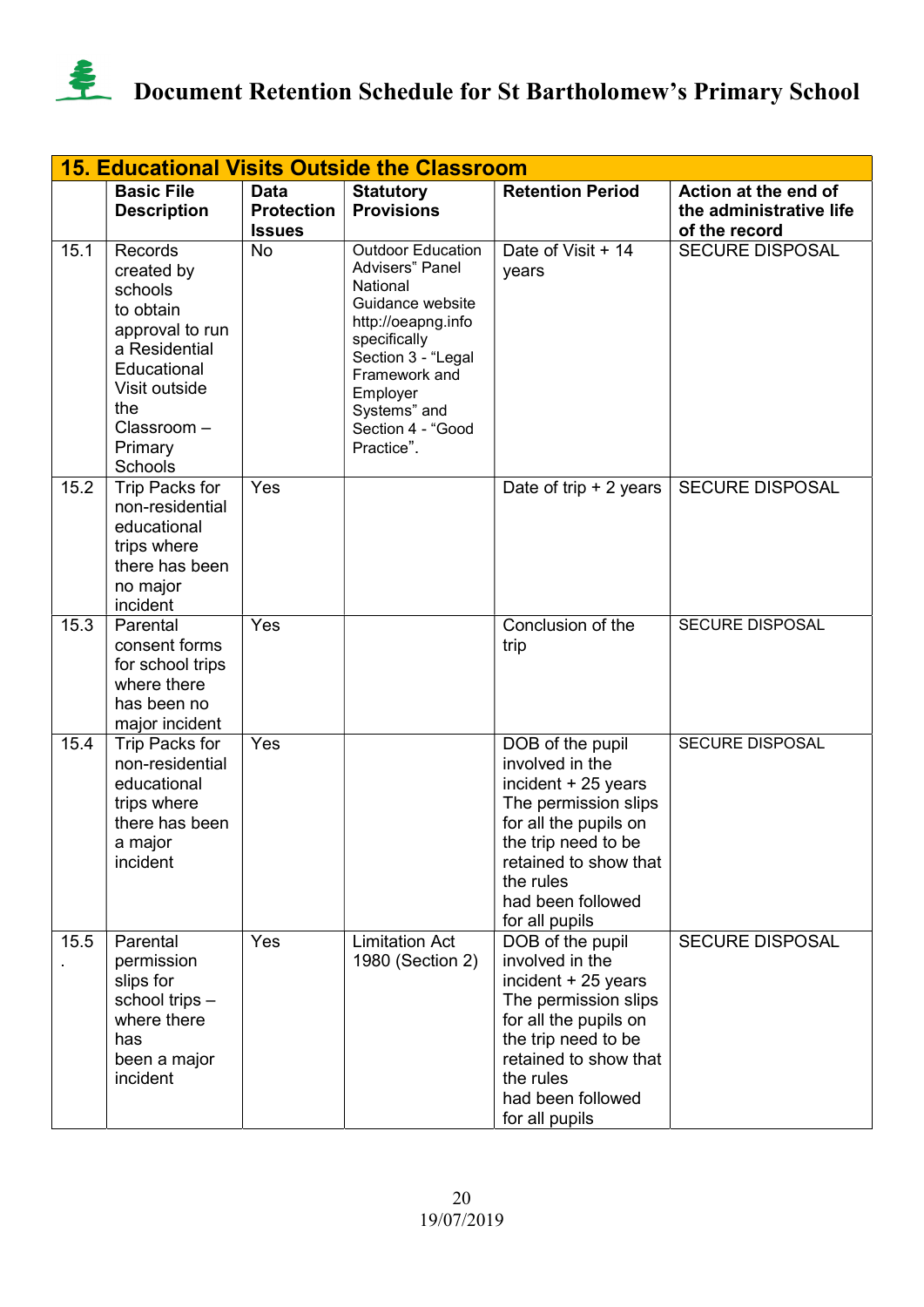# Document Retention Schedule for St Bartholomew's Primary School

| 15. Educational Visits Outside the Classroom | | | | | |
|---|---|---|---|---|---|
| | **Basic File Description** | **Data Protection Issues** | **Statutory Provisions** | **Retention Period** | **Action at the end of the administrative life of the record** |
| 15.1 | Records created by schools to obtain approval to run a Residential Educational Visit outside the Classroom – Primary Schools | No | Outdoor Education Advisers" Panel National Guidance website http://oeapng.info specifically Section 3 - "Legal Framework and Employer Systems" and Section 4 - "Good Practice". | Date of Visit + 14 years | SECURE DISPOSAL |
| 15.2 | Trip Packs for non-residential educational trips where there has been no major incident | Yes | | Date of trip + 2 years | SECURE DISPOSAL |
| 15.3 | Parental consent forms for school trips where there has been no major incident | Yes | | Conclusion of the trip | SECURE DISPOSAL |
| 15.4 | Trip Packs for non-residential educational trips where there has been a major incident | Yes | | DOB of the pupil involved in the incident + 25 years The permission slips for all the pupils on the trip need to be retained to show that the rules had been followed for all pupils | SECURE DISPOSAL |
| 15.5. | Parental permission slips for school trips – where there has been a major incident | Yes | Limitation Act 1980 (Section 2) | DOB of the pupil involved in the incident + 25 years The permission slips for all the pupils on the trip need to be retained to show that the rules had been followed for all pupils | SECURE DISPOSAL |

19/07/2019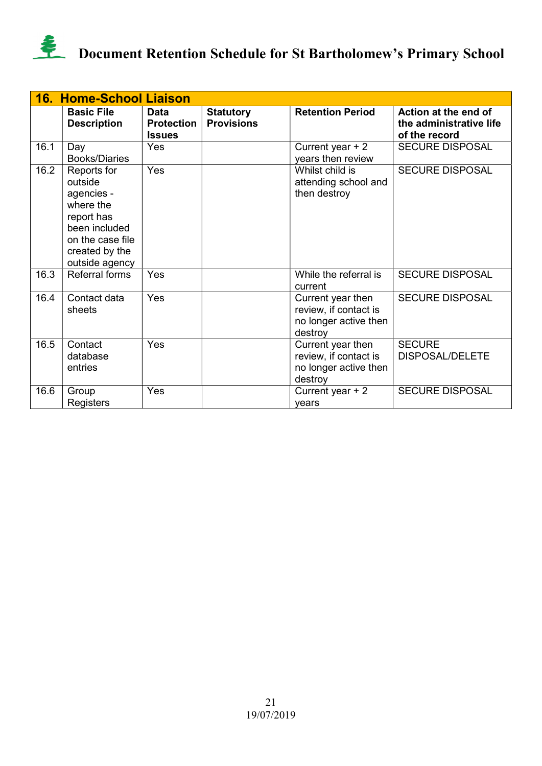# Document Retention Schedule for St Bartholomew's Primary School

| 16. Home-School Liaison | | | | | |
|---|---|---|---|---|---|
| | **Basic File Description** | **Data Protection Issues** | **Statutory Provisions** | **Retention Period** | **Action at the end of the administrative life of the record** |
| 16.1 | Day Books/Diaries | Yes | | Current year + 2 years then review | SECURE DISPOSAL |
| 16.2 | Reports for outside agencies - where the report has been included on the case file created by the outside agency | Yes | | Whilst child is attending school and then destroy | SECURE DISPOSAL |
| 16.3 | Referral forms | Yes | | While the referral is current | SECURE DISPOSAL |
| 16.4 | Contact data sheets | Yes | | Current year then review, if contact is no longer active then destroy | SECURE DISPOSAL |
| 16.5 | Contact database entries | Yes | | Current year then review, if contact is no longer active then destroy | SECURE DISPOSAL/DELETE |
| 16.6 | Group Registers | Yes | | Current year + 2 years | SECURE DISPOSAL |

19/07/2019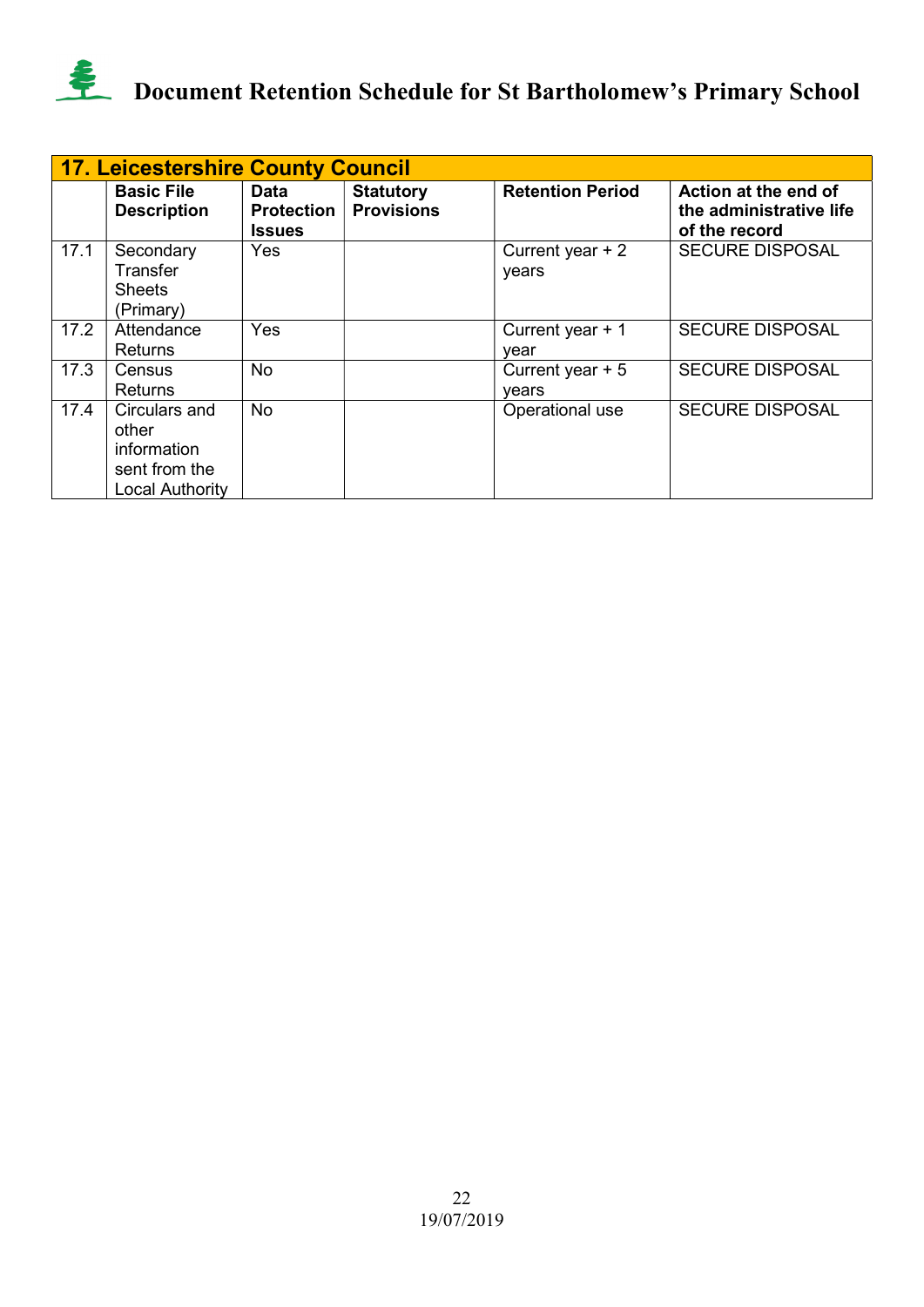# Document Retention Schedule for St Bartholomew's Primary School

| 17. Leicestershire County Council | | | | | |
|---|---|---|---|---|---|
| | **Basic File Description** | **Data Protection Issues** | **Statutory Provisions** | **Retention Period** | **Action at the end of the administrative life of the record** |
| 17.1 | Secondary Transfer Sheets (Primary) | Yes | | Current year + 2 years | SECURE DISPOSAL |
| 17.2 | Attendance Returns | Yes | | Current year + 1 year | SECURE DISPOSAL |
| 17.3 | Census Returns | No | | Current year + 5 years | SECURE DISPOSAL |
| 17.4 | Circulars and other information sent from the Local Authority | No | | Operational use | SECURE DISPOSAL |

19/07/2019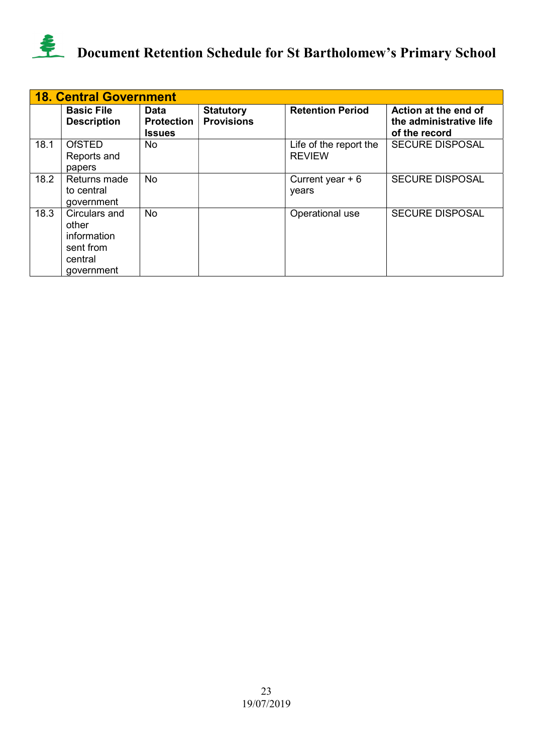# Document Retention Schedule for St Bartholomew's Primary School

| 18. Central Government | | | | | |
|---|---|---|---|---|---|
| | **Basic File Description** | **Data Protection Issues** | **Statutory Provisions** | **Retention Period** | **Action at the end of the administrative life of the record** |
| 18.1 | OfSTED Reports and papers | No | | Life of the report the REVIEW | SECURE DISPOSAL |
| 18.2 | Returns made to central government | No | | Current year + 6 years | SECURE DISPOSAL |
| 18.3 | Circulars and other information sent from central government | No | | Operational use | SECURE DISPOSAL |

19/07/2019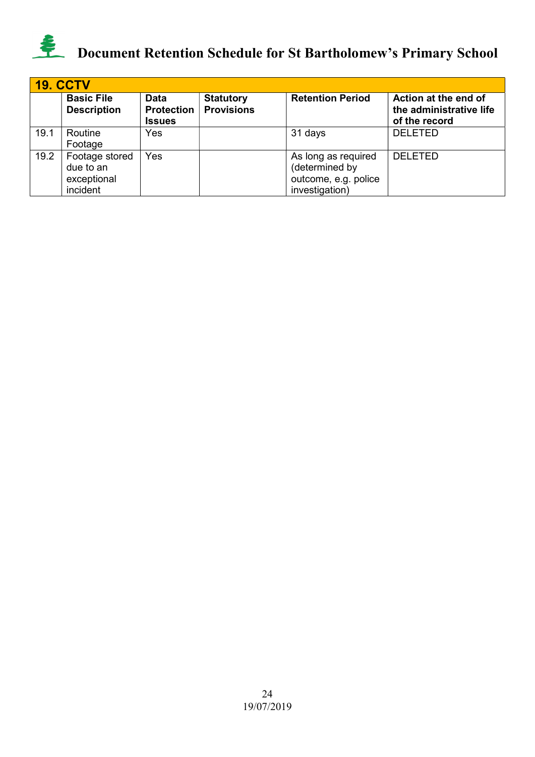# Document Retention Schedule for St Bartholomew's Primary School

| 19. CCTV | | | | | |
|---|---|---|---|---|---|
| | **Basic File Description** | **Data Protection Issues** | **Statutory Provisions** | **Retention Period** | **Action at the end of the administrative life of the record** |
| 19.1 | Routine Footage | Yes | | 31 days | DELETED |
| 19.2 | Footage stored due to an exceptional incident | Yes | | As long as required (determined by outcome, e.g. police investigation) | DELETED |

19/07/2019